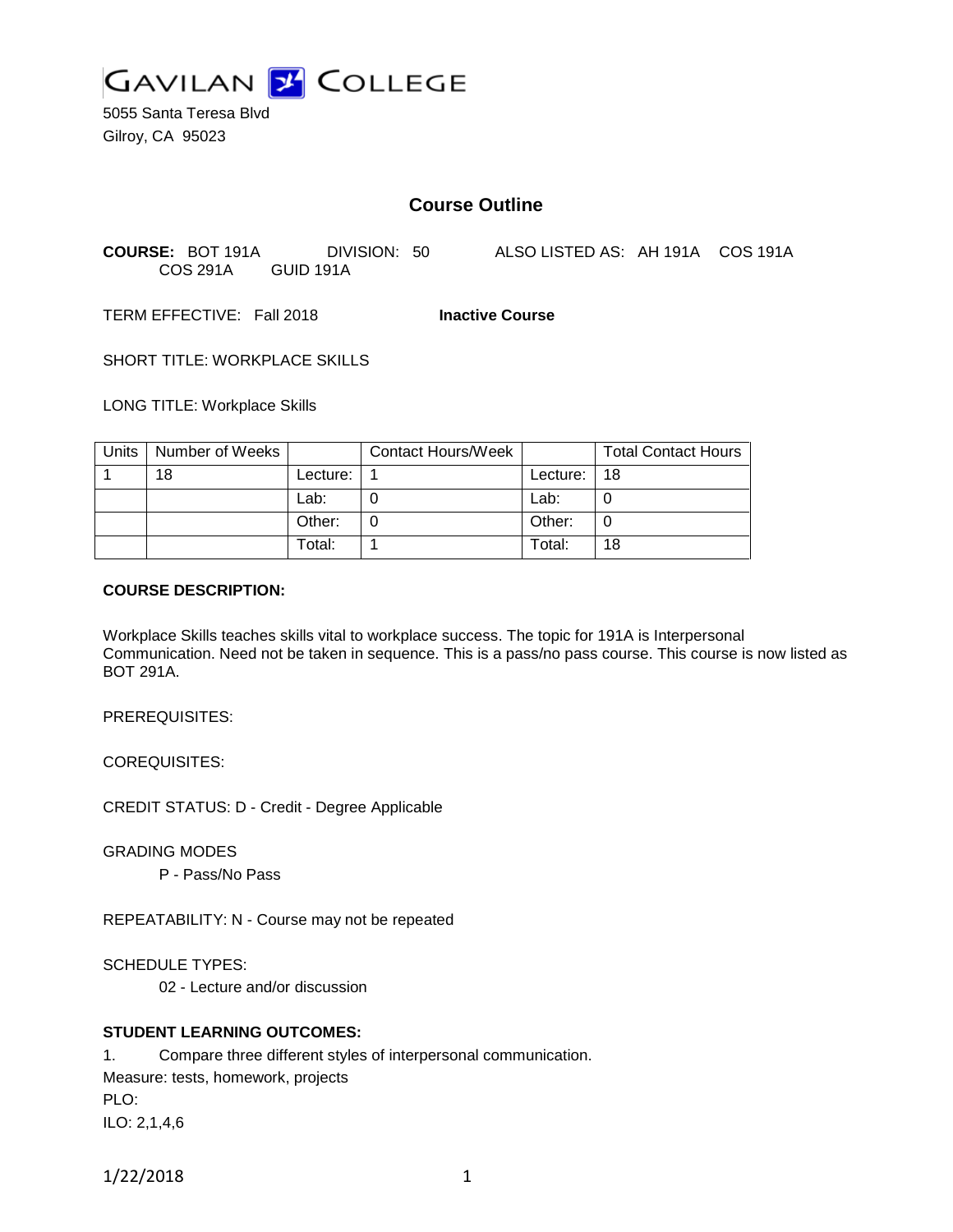GAVILAN COLLEGE

5055 Santa Teresa Blvd
Gilroy, CA 95023

# Course Outline

**COURSE:** BOT 191A DIVISION: 50 ALSO LISTED AS: AH 191A COS 191A COS 291A GUID 191A

TERM EFFECTIVE: Fall 2018 **Inactive Course**

SHORT TITLE: WORKPLACE SKILLS

LONG TITLE: Workplace Skills

| Units | Number of Weeks | | Contact Hours/Week | | Total Contact Hours |
|---|---|---|---|---|---|
| 1 | 18 | Lecture: | 1 | Lecture: | 18 |
| | | Lab: | 0 | Lab: | 0 |
| | | Other: | 0 | Other: | 0 |
| | | Total: | 1 | Total: | 18 |

**COURSE DESCRIPTION:**

Workplace Skills teaches skills vital to workplace success. The topic for 191A is Interpersonal Communication. Need not be taken in sequence. This is a pass/no pass course. This course is now listed as BOT 291A.

PREREQUISITES:

COREQUISITES:

CREDIT STATUS: D - Credit - Degree Applicable

GRADING MODES

P - Pass/No Pass

REPEATABILITY: N - Course may not be repeated

SCHEDULE TYPES:

02 - Lecture and/or discussion

**STUDENT LEARNING OUTCOMES:**

1. Compare three different styles of interpersonal communication.
Measure: tests, homework, projects
PLO:
ILO: 2,1,4,6

1/22/2018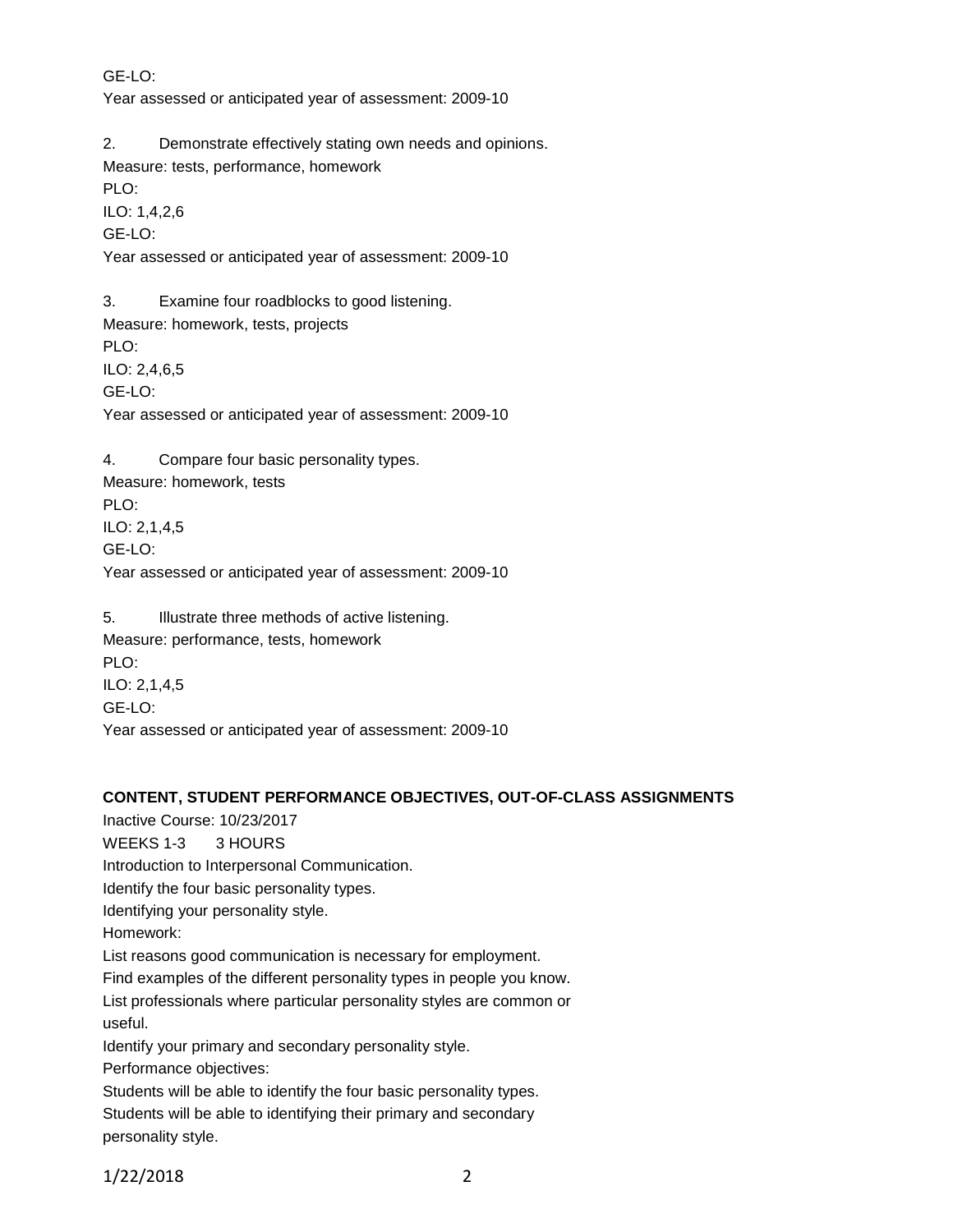GE-LO:

Year assessed or anticipated year of assessment: 2009-10

2. Demonstrate effectively stating own needs and opinions.

Measure: tests, performance, homework

PLO:

ILO: 1,4,2,6

GE-LO:

Year assessed or anticipated year of assessment: 2009-10

3. Examine four roadblocks to good listening.

Measure: homework, tests, projects

PLO:

ILO: 2,4,6,5

GE-LO:

Year assessed or anticipated year of assessment: 2009-10

4. Compare four basic personality types.

Measure: homework, tests

PLO:

ILO: 2,1,4,5

GE-LO:

Year assessed or anticipated year of assessment: 2009-10

5. Illustrate three methods of active listening.

Measure: performance, tests, homework

PLO:

ILO: 2,1,4,5

GE-LO:

Year assessed or anticipated year of assessment: 2009-10

**CONTENT, STUDENT PERFORMANCE OBJECTIVES, OUT-OF-CLASS ASSIGNMENTS**

Inactive Course: 10/23/2017

WEEKS 1-3 3 HOURS

Introduction to Interpersonal Communication.

Identify the four basic personality types.

Identifying your personality style.

Homework:

List reasons good communication is necessary for employment.

Find examples of the different personality types in people you know.

List professionals where particular personality styles are common or useful.

Identify your primary and secondary personality style.

Performance objectives:

Students will be able to identify the four basic personality types.

Students will be able to identifying their primary and secondary personality style.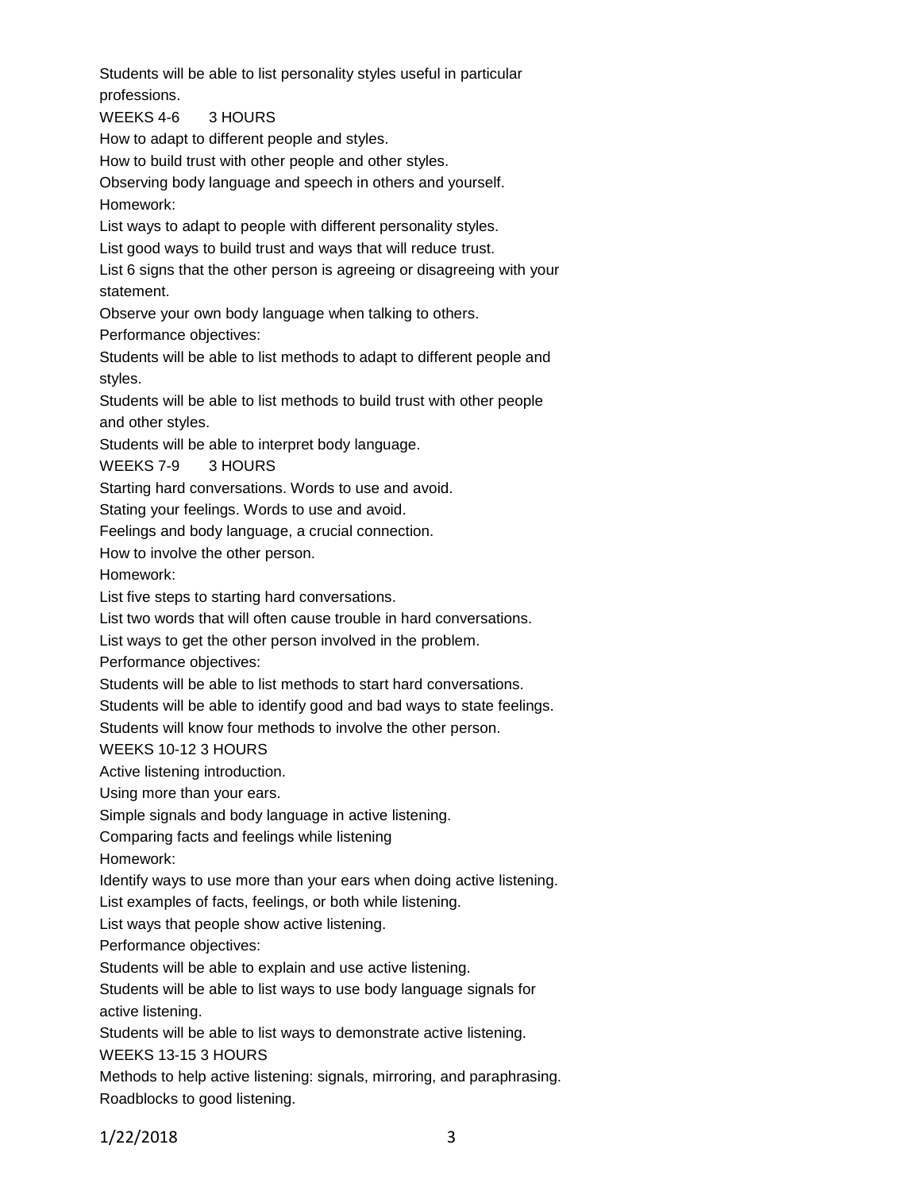Students will be able to list personality styles useful in particular professions.

WEEKS 4-6 3 HOURS

How to adapt to different people and styles.

How to build trust with other people and other styles.

Observing body language and speech in others and yourself.

Homework:

List ways to adapt to people with different personality styles.

List good ways to build trust and ways that will reduce trust.

List 6 signs that the other person is agreeing or disagreeing with your statement.

Observe your own body language when talking to others.

Performance objectives:

Students will be able to list methods to adapt to different people and styles.

Students will be able to list methods to build trust with other people and other styles.

Students will be able to interpret body language.

WEEKS 7-9 3 HOURS

Starting hard conversations. Words to use and avoid.

Stating your feelings. Words to use and avoid.

Feelings and body language, a crucial connection.

How to involve the other person.

Homework:

List five steps to starting hard conversations.

List two words that will often cause trouble in hard conversations.

List ways to get the other person involved in the problem.

Performance objectives:

Students will be able to list methods to start hard conversations.

Students will be able to identify good and bad ways to state feelings.

Students will know four methods to involve the other person.

WEEKS 10-12 3 HOURS

Active listening introduction.

Using more than your ears.

Simple signals and body language in active listening.

Comparing facts and feelings while listening

Homework:

Identify ways to use more than your ears when doing active listening.

List examples of facts, feelings, or both while listening.

List ways that people show active listening.

Performance objectives:

Students will be able to explain and use active listening.

Students will be able to list ways to use body language signals for active listening.

Students will be able to list ways to demonstrate active listening.

WEEKS 13-15 3 HOURS

Methods to help active listening: signals, mirroring, and paraphrasing.

Roadblocks to good listening.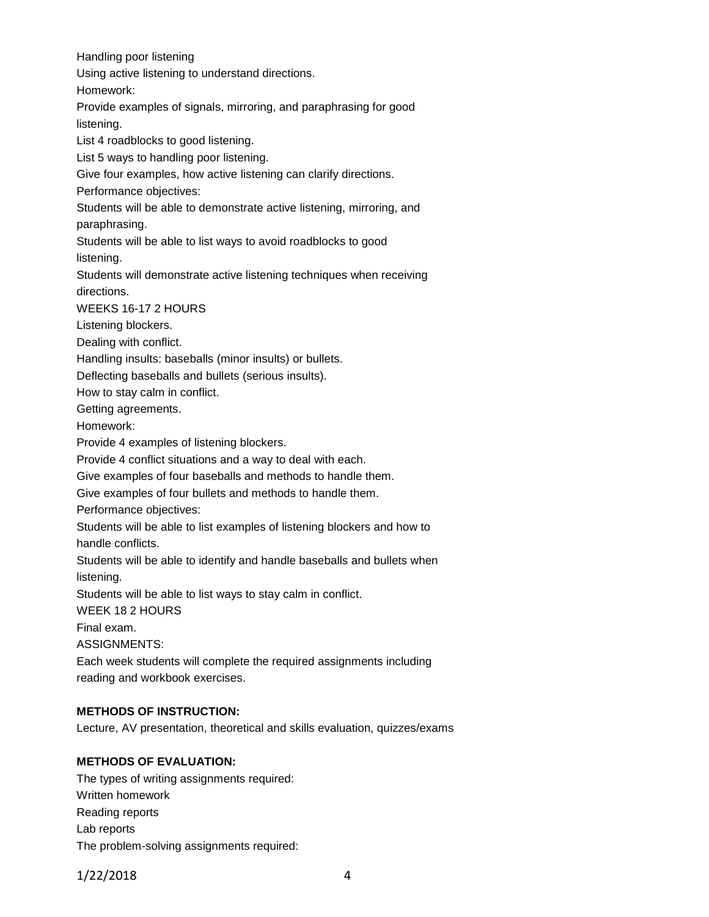Handling poor listening
Using active listening to understand directions.
Homework:
Provide examples of signals, mirroring, and paraphrasing for good listening.
List 4 roadblocks to good listening.
List 5 ways to handling poor listening.
Give four examples, how active listening can clarify directions.
Performance objectives:
Students will be able to demonstrate active listening, mirroring, and paraphrasing.
Students will be able to list ways to avoid roadblocks to good listening.
Students will demonstrate active listening techniques when receiving directions.
WEEKS 16-17 2 HOURS
Listening blockers.
Dealing with conflict.
Handling insults: baseballs (minor insults) or bullets.
Deflecting baseballs and bullets (serious insults).
How to stay calm in conflict.
Getting agreements.
Homework:
Provide 4 examples of listening blockers.
Provide 4 conflict situations and a way to deal with each.
Give examples of four baseballs and methods to handle them.
Give examples of four bullets and methods to handle them.
Performance objectives:
Students will be able to list examples of listening blockers and how to handle conflicts.
Students will be able to identify and handle baseballs and bullets when listening.
Students will be able to list ways to stay calm in conflict.
WEEK 18 2 HOURS
Final exam.
ASSIGNMENTS:
Each week students will complete the required assignments including reading and workbook exercises.

**METHODS OF INSTRUCTION:**
Lecture, AV presentation, theoretical and skills evaluation, quizzes/exams

**METHODS OF EVALUATION:**
The types of writing assignments required:
Written homework
Reading reports
Lab reports
The problem-solving assignments required: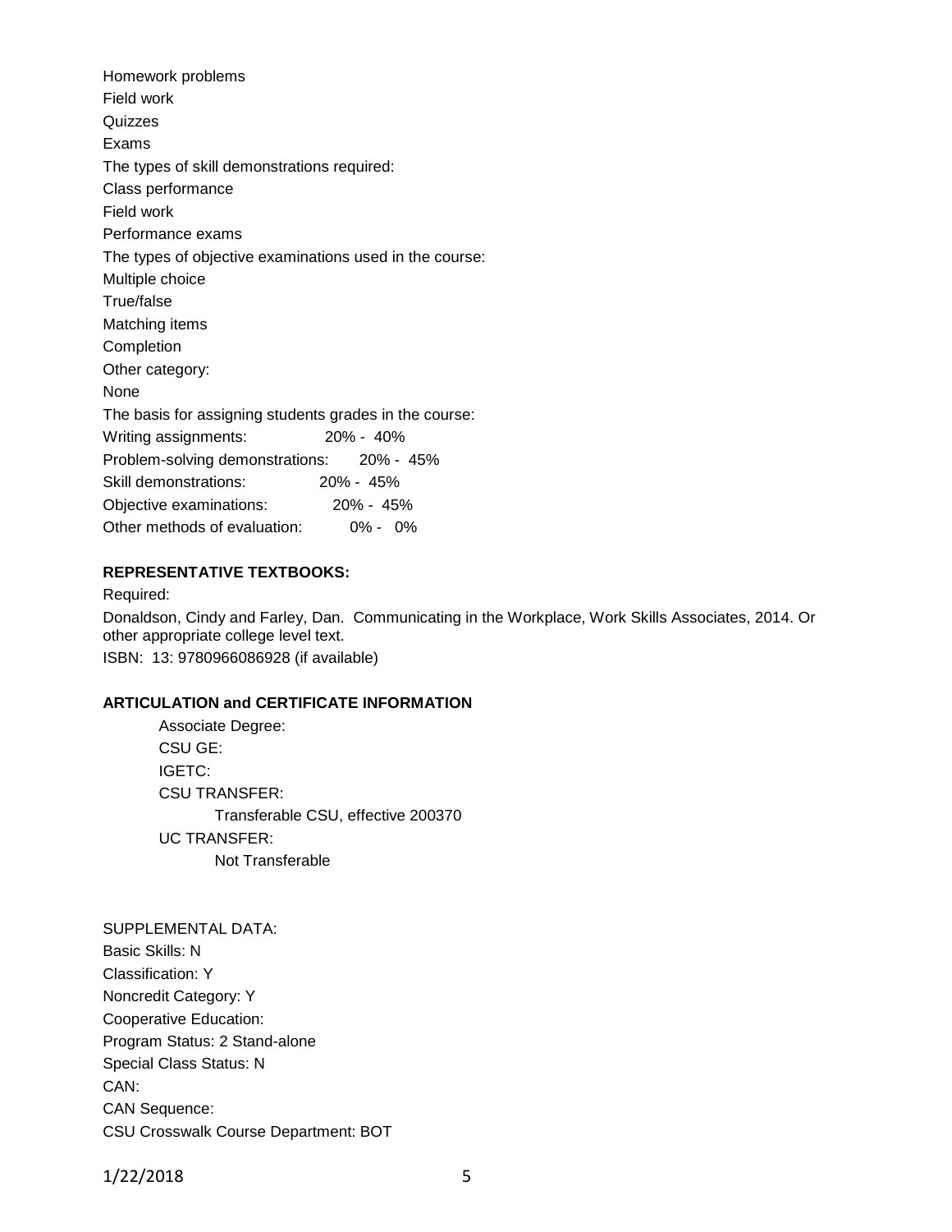Homework problems

Field work

Quizzes

Exams

The types of skill demonstrations required:

Class performance

Field work

Performance exams

The types of objective examinations used in the course:

Multiple choice

True/false

Matching items

Completion

Other category:

None

The basis for assigning students grades in the course:

Writing assignments: 20% - 40%

Problem-solving demonstrations: 20% - 45%

Skill demonstrations: 20% - 45%

Objective examinations: 20% - 45%

Other methods of evaluation: 0% - 0%

**REPRESENTATIVE TEXTBOOKS:**

Required:

Donaldson, Cindy and Farley, Dan. Communicating in the Workplace, Work Skills Associates, 2014. Or other appropriate college level text.

ISBN: 13: 9780966086928 (if available)

**ARTICULATION and CERTIFICATE INFORMATION**

Associate Degree:

CSU GE:

IGETC:

CSU TRANSFER:

Transferable CSU, effective 200370

UC TRANSFER:

Not Transferable

SUPPLEMENTAL DATA:

Basic Skills: N

Classification: Y

Noncredit Category: Y

Cooperative Education:

Program Status: 2 Stand-alone

Special Class Status: N

CAN:

CAN Sequence:

CSU Crosswalk Course Department: BOT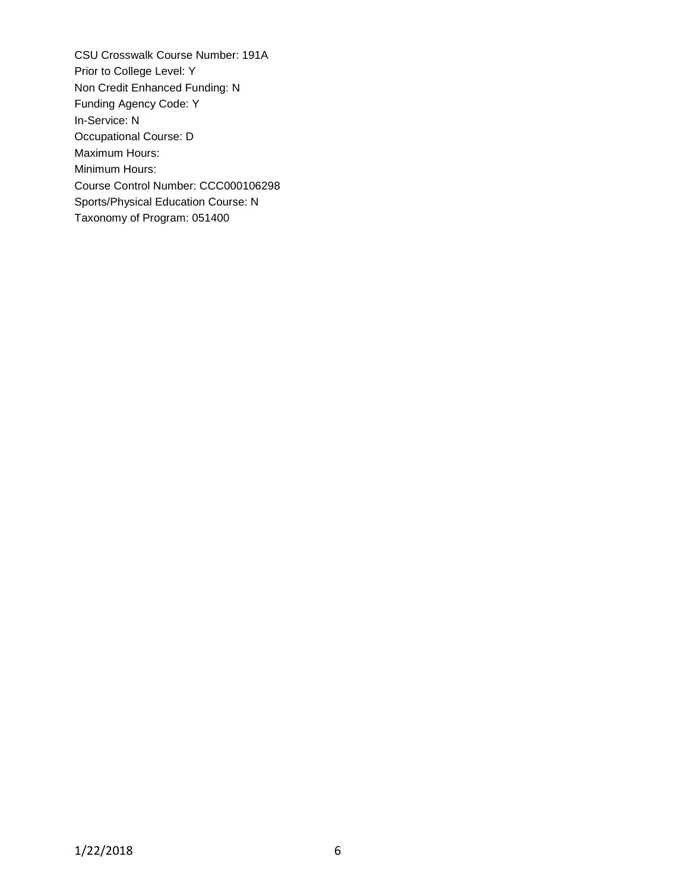CSU Crosswalk Course Number: 191A
Prior to College Level: Y
Non Credit Enhanced Funding: N
Funding Agency Code: Y
In-Service: N
Occupational Course: D
Maximum Hours:
Minimum Hours:
Course Control Number: CCC000106298
Sports/Physical Education Course: N
Taxonomy of Program: 051400